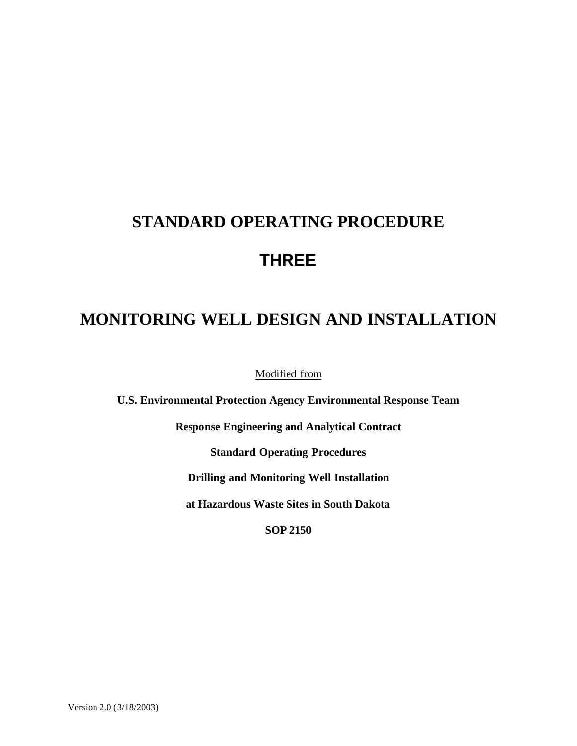# STANDARD OPERATING PROCEDURE

# THREE

# MONITORING WELL DESIGN AND INSTALLATION

Modified from

**U.S. Environmental Protection Agency Environmental Response Team**

**Response Engineering and Analytical Contract**

**Standard Operating Procedures**

**Drilling and Monitoring Well Installation**

**at Hazardous Waste Sites in South Dakota**

**SOP 2150**

Version 2.0 (3/18/2003)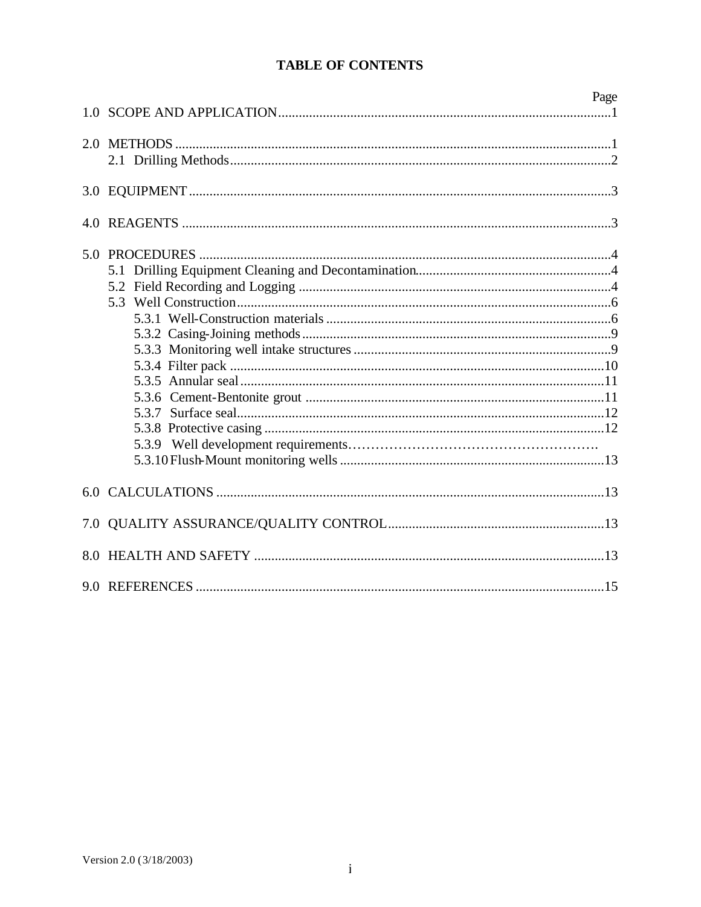# TABLE OF CONTENTS

| | Page |
|---|---|
| 1.0 SCOPE AND APPLICATION | 1 |
| 2.0 METHODS | 1 |
| 2.1 Drilling Methods | 2 |
| 3.0 EQUIPMENT | 3 |
| 4.0 REAGENTS | 3 |
| 5.0 PROCEDURES | 4 |
| 5.1 Drilling Equipment Cleaning and Decontamination | 4 |
| 5.2 Field Recording and Logging | 4 |
| 5.3 Well Construction | 6 |
| 5.3.1 Well-Construction materials | 6 |
| 5.3.2 Casing-Joining methods | 9 |
| 5.3.3 Monitoring well intake structures | 9 |
| 5.3.4 Filter pack | 10 |
| 5.3.5 Annular seal | 11 |
| 5.3.6 Cement-Bentonite grout | 11 |
| 5.3.7 Surface seal | 12 |
| 5.3.8 Protective casing | 12 |
| 5.3.9 Well development requirements | |
| 5.3.10 Flush-Mount monitoring wells | 13 |
| 6.0 CALCULATIONS | 13 |
| 7.0 QUALITY ASSURANCE/QUALITY CONTROL | 13 |
| 8.0 HEALTH AND SAFETY | 13 |
| 9.0 REFERENCES | 15 |

Version 2.0 (3/18/2003)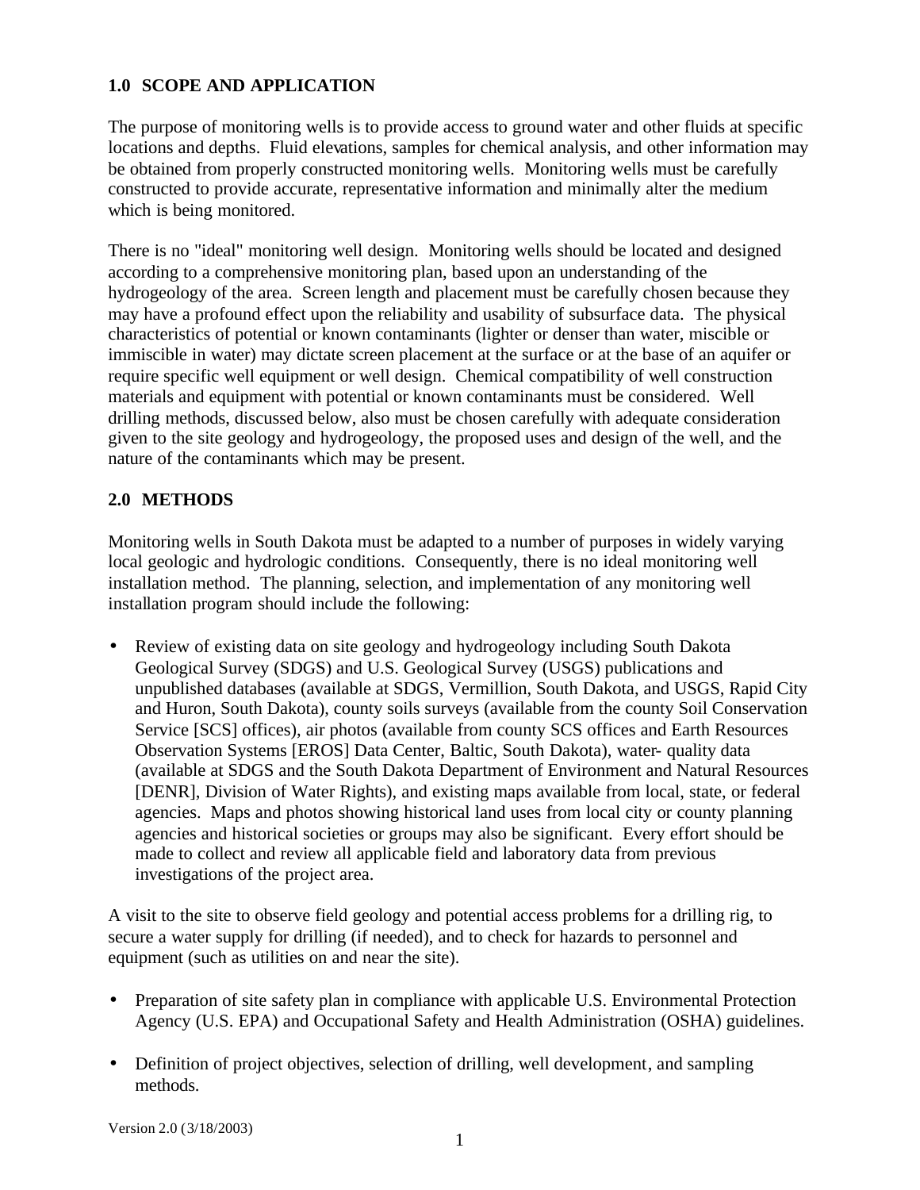## 1.0 SCOPE AND APPLICATION

The purpose of monitoring wells is to provide access to ground water and other fluids at specific locations and depths. Fluid elevations, samples for chemical analysis, and other information may be obtained from properly constructed monitoring wells. Monitoring wells must be carefully constructed to provide accurate, representative information and minimally alter the medium which is being monitored.

There is no "ideal" monitoring well design. Monitoring wells should be located and designed according to a comprehensive monitoring plan, based upon an understanding of the hydrogeology of the area. Screen length and placement must be carefully chosen because they may have a profound effect upon the reliability and usability of subsurface data. The physical characteristics of potential or known contaminants (lighter or denser than water, miscible or immiscible in water) may dictate screen placement at the surface or at the base of an aquifer or require specific well equipment or well design. Chemical compatibility of well construction materials and equipment with potential or known contaminants must be considered. Well drilling methods, discussed below, also must be chosen carefully with adequate consideration given to the site geology and hydrogeology, the proposed uses and design of the well, and the nature of the contaminants which may be present.

## 2.0 METHODS

Monitoring wells in South Dakota must be adapted to a number of purposes in widely varying local geologic and hydrologic conditions. Consequently, there is no ideal monitoring well installation method. The planning, selection, and implementation of any monitoring well installation program should include the following:

- Review of existing data on site geology and hydrogeology including South Dakota Geological Survey (SDGS) and U.S. Geological Survey (USGS) publications and unpublished databases (available at SDGS, Vermillion, South Dakota, and USGS, Rapid City and Huron, South Dakota), county soils surveys (available from the county Soil Conservation Service [SCS] offices), air photos (available from county SCS offices and Earth Resources Observation Systems [EROS] Data Center, Baltic, South Dakota), water- quality data (available at SDGS and the South Dakota Department of Environment and Natural Resources [DENR], Division of Water Rights), and existing maps available from local, state, or federal agencies. Maps and photos showing historical land uses from local city or county planning agencies and historical societies or groups may also be significant. Every effort should be made to collect and review all applicable field and laboratory data from previous investigations of the project area.

A visit to the site to observe field geology and potential access problems for a drilling rig, to secure a water supply for drilling (if needed), and to check for hazards to personnel and equipment (such as utilities on and near the site).

- Preparation of site safety plan in compliance with applicable U.S. Environmental Protection Agency (U.S. EPA) and Occupational Safety and Health Administration (OSHA) guidelines.

- Definition of project objectives, selection of drilling, well development, and sampling methods.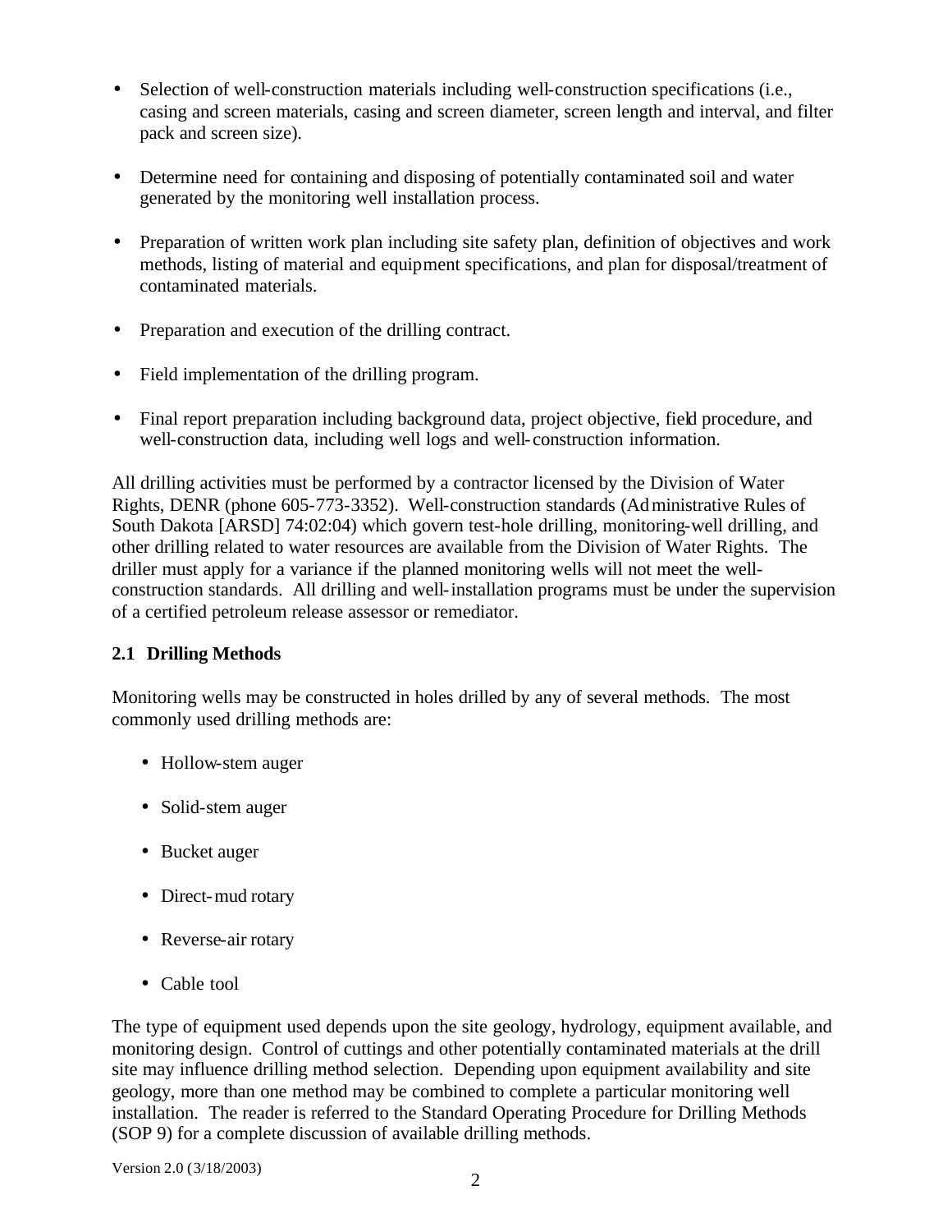- Selection of well-construction materials including well-construction specifications (i.e., casing and screen materials, casing and screen diameter, screen length and interval, and filter pack and screen size).

- Determine need for containing and disposing of potentially contaminated soil and water generated by the monitoring well installation process.

- Preparation of written work plan including site safety plan, definition of objectives and work methods, listing of material and equipment specifications, and plan for disposal/treatment of contaminated materials.

- Preparation and execution of the drilling contract.

- Field implementation of the drilling program.

- Final report preparation including background data, project objective, field procedure, and well-construction data, including well logs and well-construction information.

All drilling activities must be performed by a contractor licensed by the Division of Water Rights, DENR (phone 605-773-3352). Well-construction standards (Administrative Rules of South Dakota [ARSD] 74:02:04) which govern test-hole drilling, monitoring-well drilling, and other drilling related to water resources are available from the Division of Water Rights. The driller must apply for a variance if the planned monitoring wells will not meet the well-construction standards. All drilling and well-installation programs must be under the supervision of a certified petroleum release assessor or remediator.

### 2.1 Drilling Methods

Monitoring wells may be constructed in holes drilled by any of several methods. The most commonly used drilling methods are:

- Hollow-stem auger
- Solid-stem auger
- Bucket auger
- Direct-mud rotary
- Reverse-air rotary
- Cable tool

The type of equipment used depends upon the site geology, hydrology, equipment available, and monitoring design. Control of cuttings and other potentially contaminated materials at the drill site may influence drilling method selection. Depending upon equipment availability and site geology, more than one method may be combined to complete a particular monitoring well installation. The reader is referred to the Standard Operating Procedure for Drilling Methods (SOP 9) for a complete discussion of available drilling methods.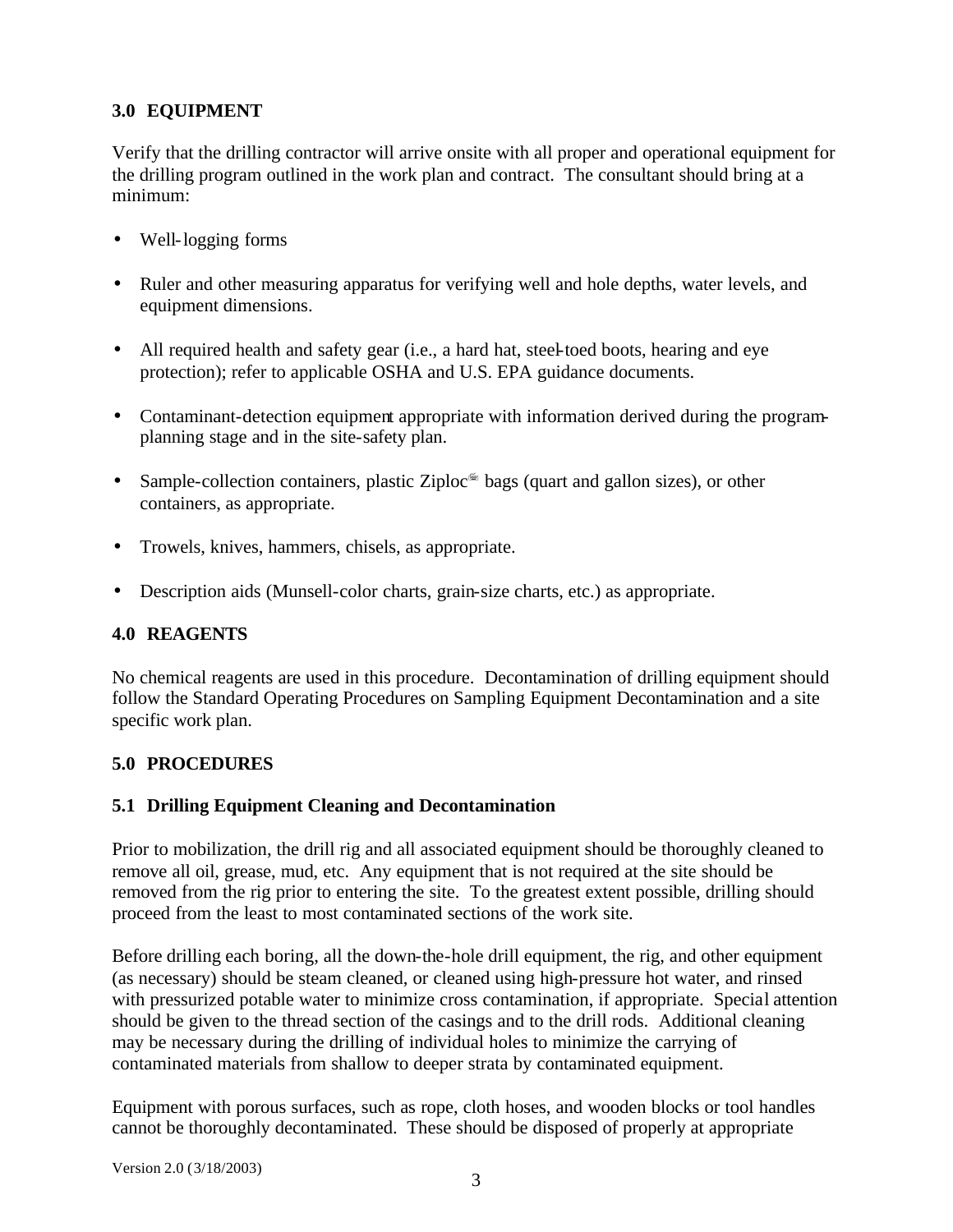## 3.0 EQUIPMENT

Verify that the drilling contractor will arrive onsite with all proper and operational equipment for the drilling program outlined in the work plan and contract. The consultant should bring at a minimum:

- Well-logging forms
- Ruler and other measuring apparatus for verifying well and hole depths, water levels, and equipment dimensions.
- All required health and safety gear (i.e., a hard hat, steel-toed boots, hearing and eye protection); refer to applicable OSHA and U.S. EPA guidance documents.
- Contaminant-detection equipment appropriate with information derived during the program-planning stage and in the site-safety plan.
- Sample-collection containers, plastic Ziploc® bags (quart and gallon sizes), or other containers, as appropriate.
- Trowels, knives, hammers, chisels, as appropriate.
- Description aids (Munsell-color charts, grain-size charts, etc.) as appropriate.

## 4.0 REAGENTS

No chemical reagents are used in this procedure. Decontamination of drilling equipment should follow the Standard Operating Procedures on Sampling Equipment Decontamination and a site specific work plan.

## 5.0 PROCEDURES

### 5.1 Drilling Equipment Cleaning and Decontamination

Prior to mobilization, the drill rig and all associated equipment should be thoroughly cleaned to remove all oil, grease, mud, etc. Any equipment that is not required at the site should be removed from the rig prior to entering the site. To the greatest extent possible, drilling should proceed from the least to most contaminated sections of the work site.

Before drilling each boring, all the down-the-hole drill equipment, the rig, and other equipment (as necessary) should be steam cleaned, or cleaned using high-pressure hot water, and rinsed with pressurized potable water to minimize cross contamination, if appropriate. Special attention should be given to the thread section of the casings and to the drill rods. Additional cleaning may be necessary during the drilling of individual holes to minimize the carrying of contaminated materials from shallow to deeper strata by contaminated equipment.

Equipment with porous surfaces, such as rope, cloth hoses, and wooden blocks or tool handles cannot be thoroughly decontaminated. These should be disposed of properly at appropriate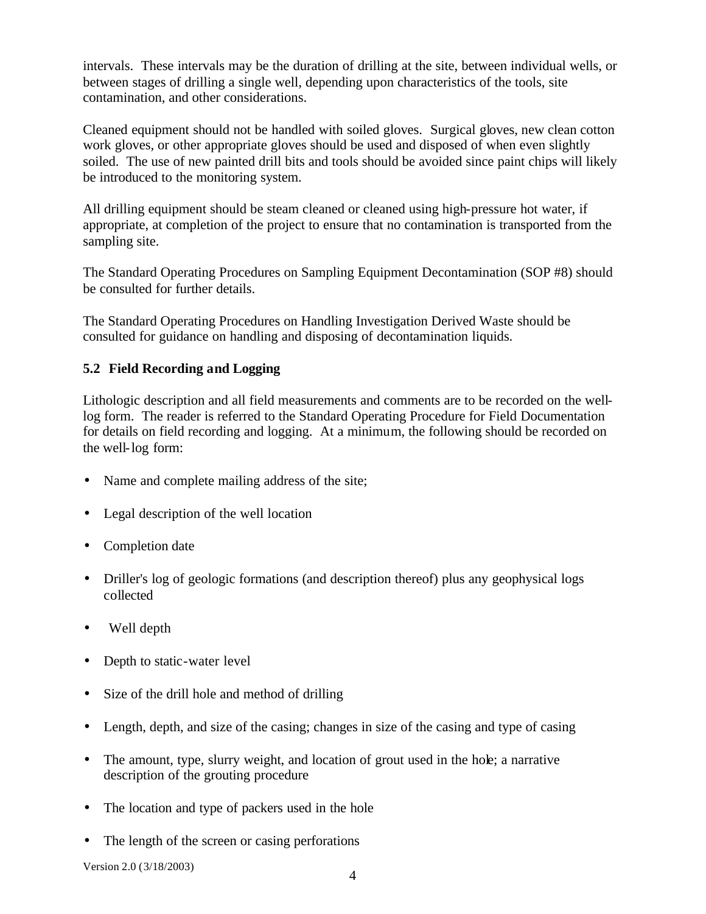intervals. These intervals may be the duration of drilling at the site, between individual wells, or between stages of drilling a single well, depending upon characteristics of the tools, site contamination, and other considerations.

Cleaned equipment should not be handled with soiled gloves. Surgical gloves, new clean cotton work gloves, or other appropriate gloves should be used and disposed of when even slightly soiled. The use of new painted drill bits and tools should be avoided since paint chips will likely be introduced to the monitoring system.

All drilling equipment should be steam cleaned or cleaned using high-pressure hot water, if appropriate, at completion of the project to ensure that no contamination is transported from the sampling site.

The Standard Operating Procedures on Sampling Equipment Decontamination (SOP #8) should be consulted for further details.

The Standard Operating Procedures on Handling Investigation Derived Waste should be consulted for guidance on handling and disposing of decontamination liquids.

### 5.2 Field Recording and Logging

Lithologic description and all field measurements and comments are to be recorded on the well-log form. The reader is referred to the Standard Operating Procedure for Field Documentation for details on field recording and logging. At a minimum, the following should be recorded on the well-log form:

- Name and complete mailing address of the site;
- Legal description of the well location
- Completion date
- Driller's log of geologic formations (and description thereof) plus any geophysical logs collected
- Well depth
- Depth to static-water level
- Size of the drill hole and method of drilling
- Length, depth, and size of the casing; changes in size of the casing and type of casing
- The amount, type, slurry weight, and location of grout used in the hole; a narrative description of the grouting procedure
- The location and type of packers used in the hole
- The length of the screen or casing perforations

Version 2.0 (3/18/2003)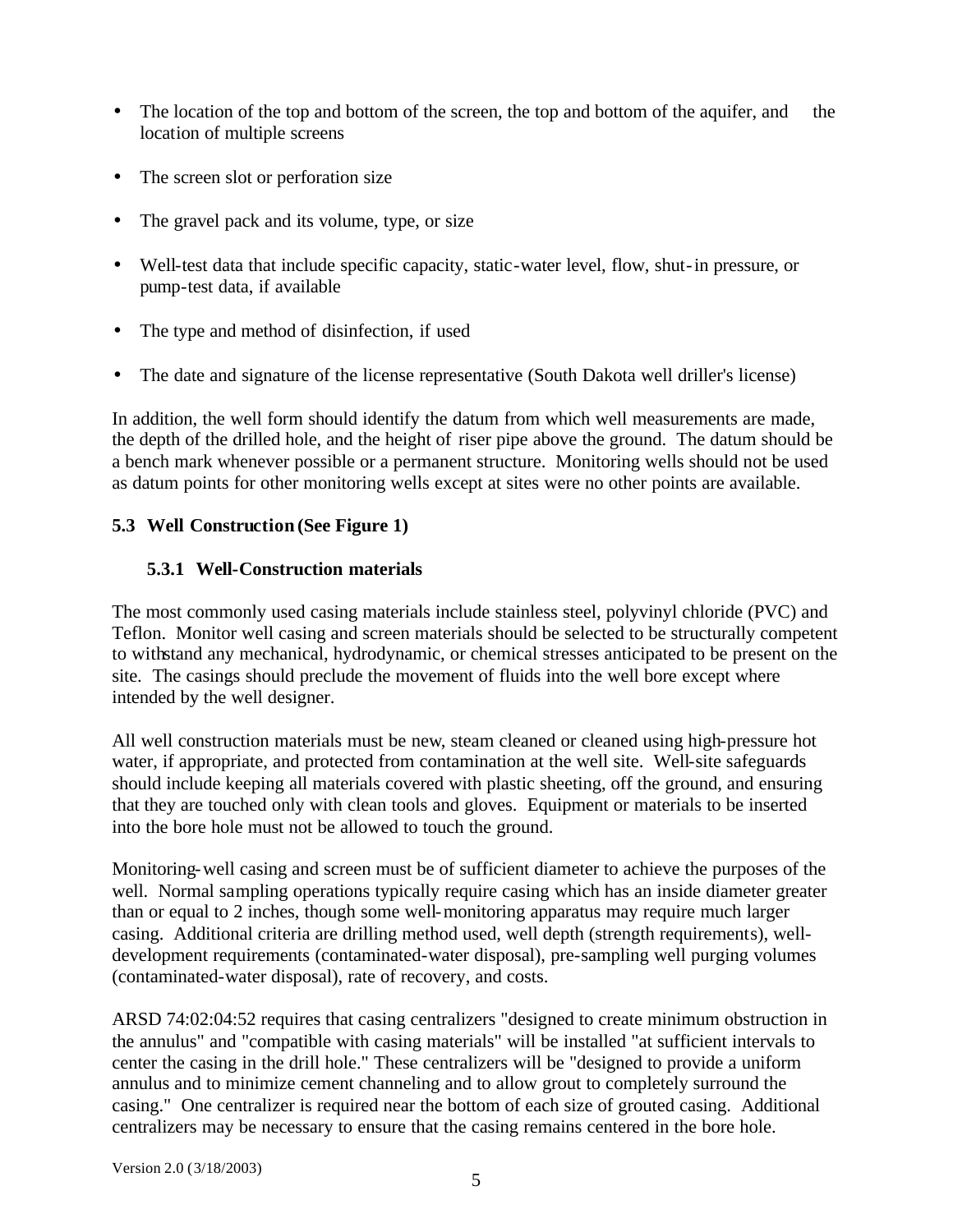- The location of the top and bottom of the screen, the top and bottom of the aquifer, and the location of multiple screens
- The screen slot or perforation size
- The gravel pack and its volume, type, or size
- Well-test data that include specific capacity, static-water level, flow, shut-in pressure, or pump-test data, if available
- The type and method of disinfection, if used
- The date and signature of the license representative (South Dakota well driller's license)

In addition, the well form should identify the datum from which well measurements are made, the depth of the drilled hole, and the height of riser pipe above the ground. The datum should be a bench mark whenever possible or a permanent structure. Monitoring wells should not be used as datum points for other monitoring wells except at sites were no other points are available.

## 5.3 Well Construction (See Figure 1)

### 5.3.1 Well-Construction materials

The most commonly used casing materials include stainless steel, polyvinyl chloride (PVC) and Teflon. Monitor well casing and screen materials should be selected to be structurally competent to withstand any mechanical, hydrodynamic, or chemical stresses anticipated to be present on the site. The casings should preclude the movement of fluids into the well bore except where intended by the well designer.

All well construction materials must be new, steam cleaned or cleaned using high-pressure hot water, if appropriate, and protected from contamination at the well site. Well-site safeguards should include keeping all materials covered with plastic sheeting, off the ground, and ensuring that they are touched only with clean tools and gloves. Equipment or materials to be inserted into the bore hole must not be allowed to touch the ground.

Monitoring-well casing and screen must be of sufficient diameter to achieve the purposes of the well. Normal sampling operations typically require casing which has an inside diameter greater than or equal to 2 inches, though some well-monitoring apparatus may require much larger casing. Additional criteria are drilling method used, well depth (strength requirements), well-development requirements (contaminated-water disposal), pre-sampling well purging volumes (contaminated-water disposal), rate of recovery, and costs.

ARSD 74:02:04:52 requires that casing centralizers "designed to create minimum obstruction in the annulus" and "compatible with casing materials" will be installed "at sufficient intervals to center the casing in the drill hole." These centralizers will be "designed to provide a uniform annulus and to minimize cement channeling and to allow grout to completely surround the casing." One centralizer is required near the bottom of each size of grouted casing. Additional centralizers may be necessary to ensure that the casing remains centered in the bore hole.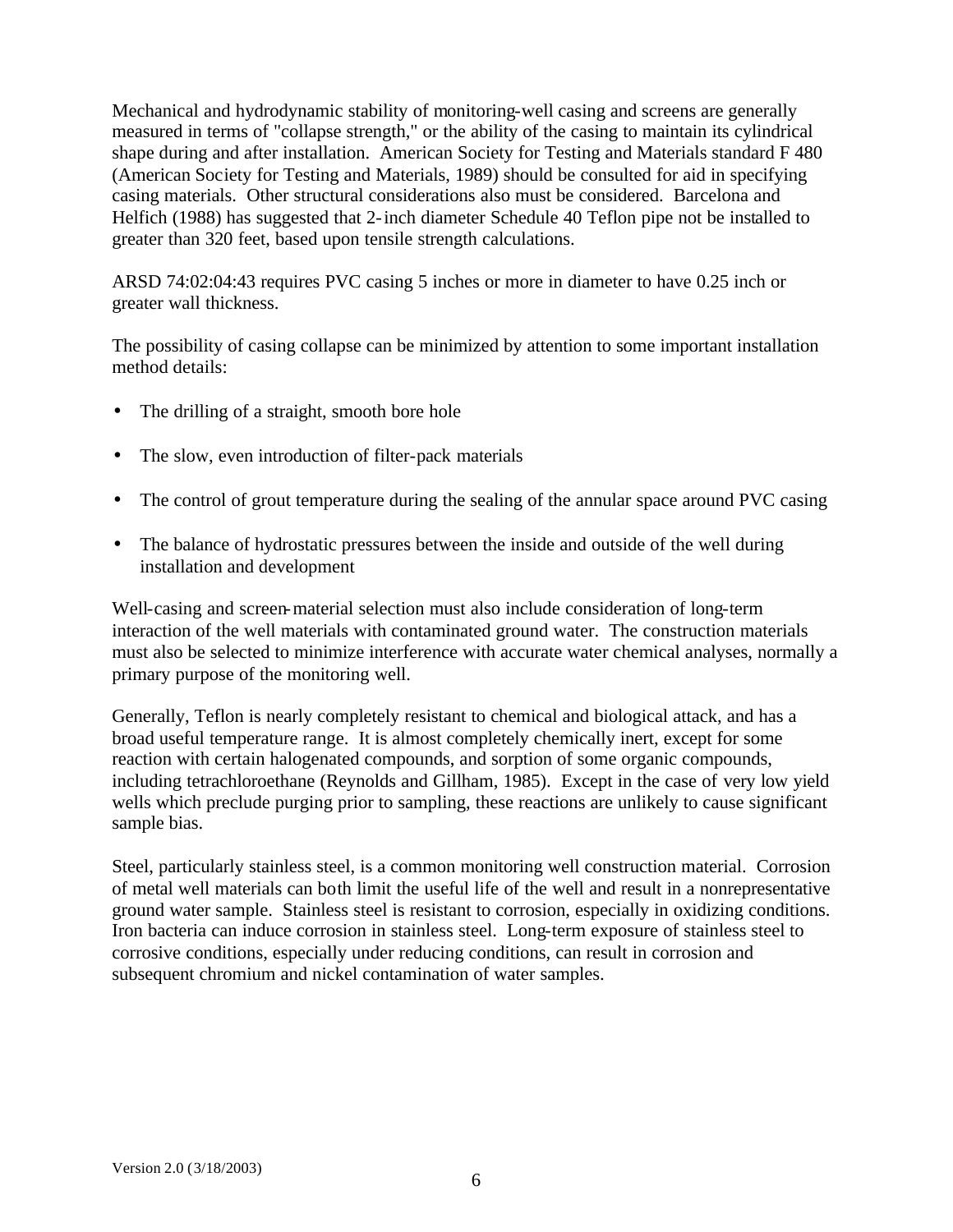Mechanical and hydrodynamic stability of monitoring-well casing and screens are generally measured in terms of "collapse strength," or the ability of the casing to maintain its cylindrical shape during and after installation. American Society for Testing and Materials standard F 480 (American Society for Testing and Materials, 1989) should be consulted for aid in specifying casing materials. Other structural considerations also must be considered. Barcelona and Helfich (1988) has suggested that 2-inch diameter Schedule 40 Teflon pipe not be installed to greater than 320 feet, based upon tensile strength calculations.

ARSD 74:02:04:43 requires PVC casing 5 inches or more in diameter to have 0.25 inch or greater wall thickness.

The possibility of casing collapse can be minimized by attention to some important installation method details:

- The drilling of a straight, smooth bore hole
- The slow, even introduction of filter-pack materials
- The control of grout temperature during the sealing of the annular space around PVC casing
- The balance of hydrostatic pressures between the inside and outside of the well during installation and development

Well-casing and screen-material selection must also include consideration of long-term interaction of the well materials with contaminated ground water. The construction materials must also be selected to minimize interference with accurate water chemical analyses, normally a primary purpose of the monitoring well.

Generally, Teflon is nearly completely resistant to chemical and biological attack, and has a broad useful temperature range. It is almost completely chemically inert, except for some reaction with certain halogenated compounds, and sorption of some organic compounds, including tetrachloroethane (Reynolds and Gillham, 1985). Except in the case of very low yield wells which preclude purging prior to sampling, these reactions are unlikely to cause significant sample bias.

Steel, particularly stainless steel, is a common monitoring well construction material. Corrosion of metal well materials can both limit the useful life of the well and result in a nonrepresentative ground water sample. Stainless steel is resistant to corrosion, especially in oxidizing conditions. Iron bacteria can induce corrosion in stainless steel. Long-term exposure of stainless steel to corrosive conditions, especially under reducing conditions, can result in corrosion and subsequent chromium and nickel contamination of water samples.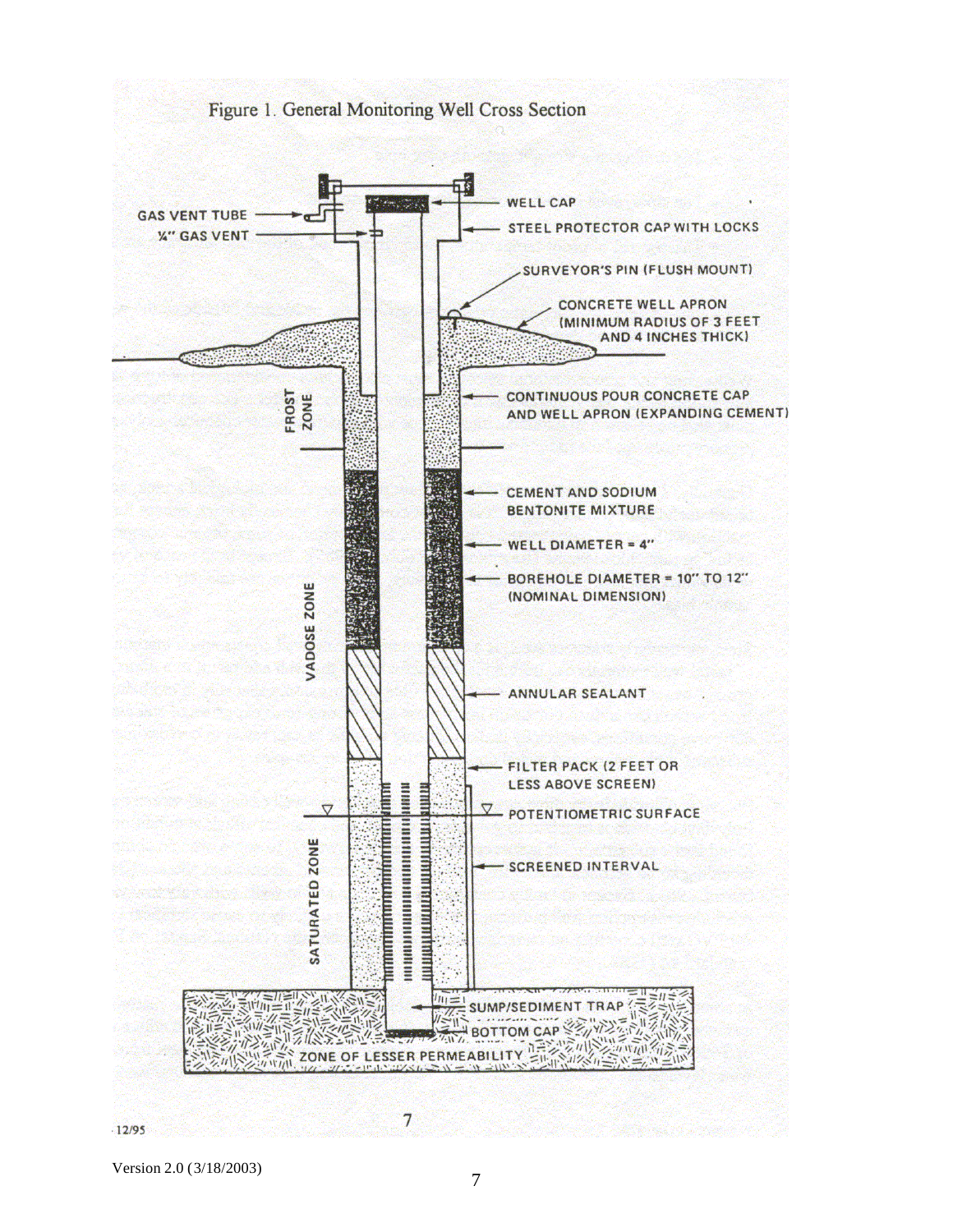Figure 1. General Monitoring Well Cross Section

GAS VENT TUBE

¼" GAS VENT

WELL CAP

STEEL PROTECTOR CAP WITH LOCKS

SURVEYOR'S PIN (FLUSH MOUNT)

CONCRETE WELL APRON (MINIMUM RADIUS OF 3 FEET AND 4 INCHES THICK)

FROST ZONE

CONTINUOUS POUR CONCRETE CAP AND WELL APRON (EXPANDING CEMENT)

CEMENT AND SODIUM BENTONITE MIXTURE

WELL DIAMETER = 4"

BOREHOLE DIAMETER = 10" TO 12" (NOMINAL DIMENSION)

VADOSE ZONE

ANNULAR SEALANT

FILTER PACK (2 FEET OR LESS ABOVE SCREEN)

POTENTIOMETRIC SURFACE

SATURATED ZONE

SCREENED INTERVAL

SUMP/SEDIMENT TRAP

BOTTOM CAP

ZONE OF LESSER PERMEABILITY

12/95

Version 2.0 (3/18/2003)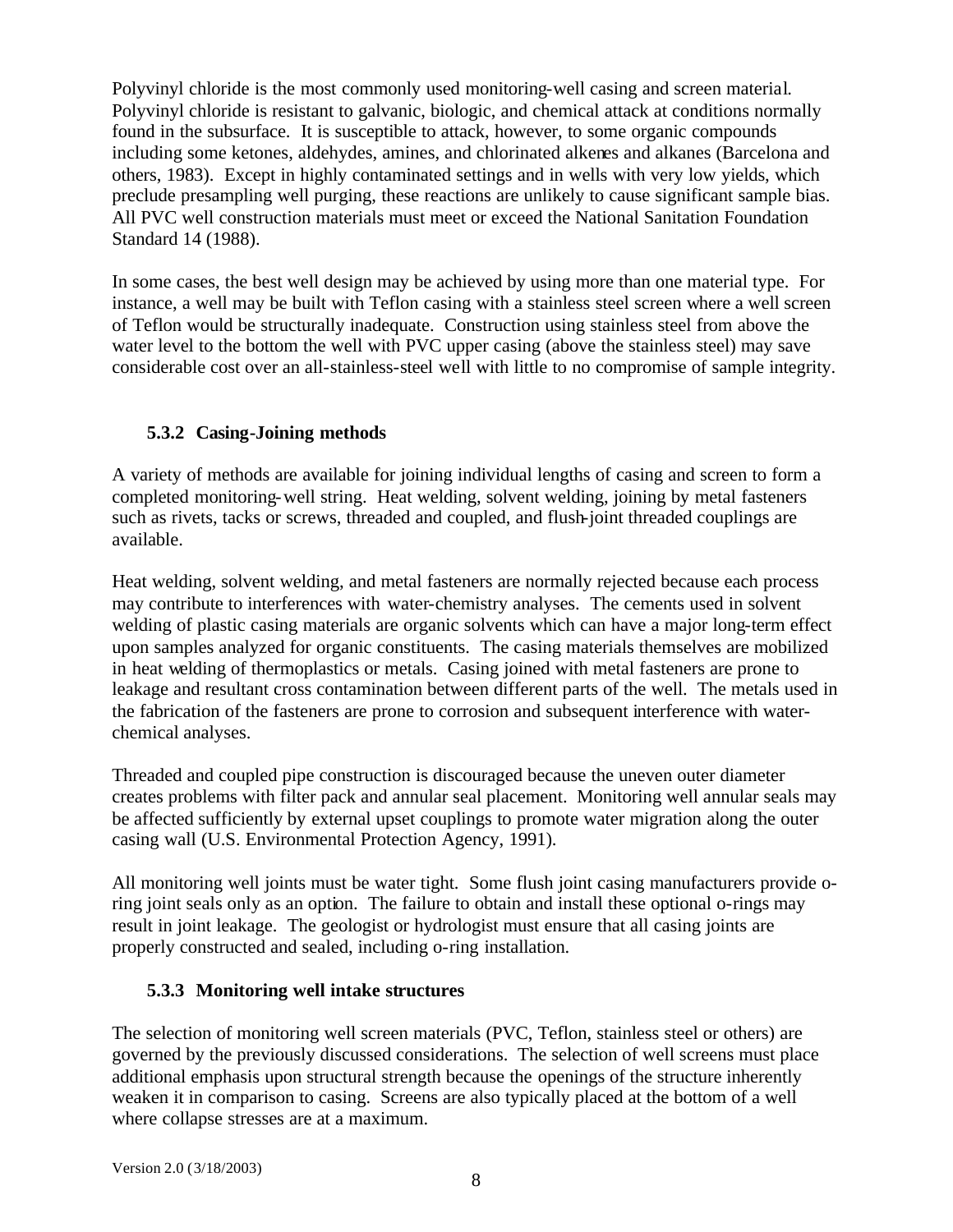Polyvinyl chloride is the most commonly used monitoring-well casing and screen material. Polyvinyl chloride is resistant to galvanic, biologic, and chemical attack at conditions normally found in the subsurface. It is susceptible to attack, however, to some organic compounds including some ketones, aldehydes, amines, and chlorinated alkenes and alkanes (Barcelona and others, 1983). Except in highly contaminated settings and in wells with very low yields, which preclude presampling well purging, these reactions are unlikely to cause significant sample bias. All PVC well construction materials must meet or exceed the National Sanitation Foundation Standard 14 (1988).

In some cases, the best well design may be achieved by using more than one material type. For instance, a well may be built with Teflon casing with a stainless steel screen where a well screen of Teflon would be structurally inadequate. Construction using stainless steel from above the water level to the bottom the well with PVC upper casing (above the stainless steel) may save considerable cost over an all-stainless-steel well with little to no compromise of sample integrity.

### 5.3.2 Casing-Joining methods

A variety of methods are available for joining individual lengths of casing and screen to form a completed monitoring-well string. Heat welding, solvent welding, joining by metal fasteners such as rivets, tacks or screws, threaded and coupled, and flush-joint threaded couplings are available.

Heat welding, solvent welding, and metal fasteners are normally rejected because each process may contribute to interferences with water-chemistry analyses. The cements used in solvent welding of plastic casing materials are organic solvents which can have a major long-term effect upon samples analyzed for organic constituents. The casing materials themselves are mobilized in heat welding of thermoplastics or metals. Casing joined with metal fasteners are prone to leakage and resultant cross contamination between different parts of the well. The metals used in the fabrication of the fasteners are prone to corrosion and subsequent interference with water-chemical analyses.

Threaded and coupled pipe construction is discouraged because the uneven outer diameter creates problems with filter pack and annular seal placement. Monitoring well annular seals may be affected sufficiently by external upset couplings to promote water migration along the outer casing wall (U.S. Environmental Protection Agency, 1991).

All monitoring well joints must be water tight. Some flush joint casing manufacturers provide o-ring joint seals only as an option. The failure to obtain and install these optional o-rings may result in joint leakage. The geologist or hydrologist must ensure that all casing joints are properly constructed and sealed, including o-ring installation.

### 5.3.3 Monitoring well intake structures

The selection of monitoring well screen materials (PVC, Teflon, stainless steel or others) are governed by the previously discussed considerations. The selection of well screens must place additional emphasis upon structural strength because the openings of the structure inherently weaken it in comparison to casing. Screens are also typically placed at the bottom of a well where collapse stresses are at a maximum.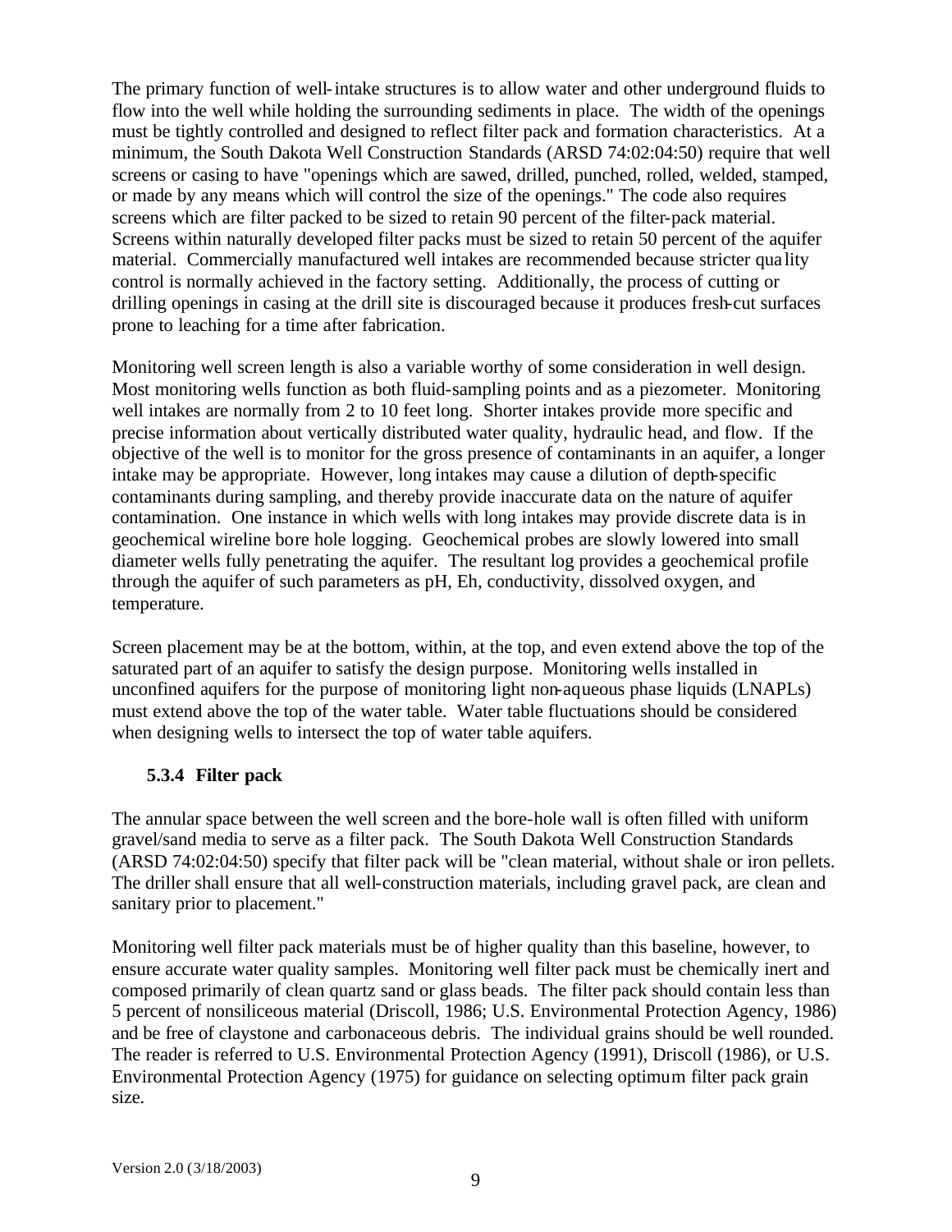The primary function of well-intake structures is to allow water and other underground fluids to flow into the well while holding the surrounding sediments in place. The width of the openings must be tightly controlled and designed to reflect filter pack and formation characteristics. At a minimum, the South Dakota Well Construction Standards (ARSD 74:02:04:50) require that well screens or casing to have "openings which are sawed, drilled, punched, rolled, welded, stamped, or made by any means which will control the size of the openings." The code also requires screens which are filter packed to be sized to retain 90 percent of the filter-pack material. Screens within naturally developed filter packs must be sized to retain 50 percent of the aquifer material. Commercially manufactured well intakes are recommended because stricter quality control is normally achieved in the factory setting. Additionally, the process of cutting or drilling openings in casing at the drill site is discouraged because it produces fresh-cut surfaces prone to leaching for a time after fabrication.

Monitoring well screen length is also a variable worthy of some consideration in well design. Most monitoring wells function as both fluid-sampling points and as a piezometer. Monitoring well intakes are normally from 2 to 10 feet long. Shorter intakes provide more specific and precise information about vertically distributed water quality, hydraulic head, and flow. If the objective of the well is to monitor for the gross presence of contaminants in an aquifer, a longer intake may be appropriate. However, long intakes may cause a dilution of depth-specific contaminants during sampling, and thereby provide inaccurate data on the nature of aquifer contamination. One instance in which wells with long intakes may provide discrete data is in geochemical wireline bore hole logging. Geochemical probes are slowly lowered into small diameter wells fully penetrating the aquifer. The resultant log provides a geochemical profile through the aquifer of such parameters as pH, Eh, conductivity, dissolved oxygen, and temperature.

Screen placement may be at the bottom, within, at the top, and even extend above the top of the saturated part of an aquifer to satisfy the design purpose. Monitoring wells installed in unconfined aquifers for the purpose of monitoring light non-aqueous phase liquids (LNAPLs) must extend above the top of the water table. Water table fluctuations should be considered when designing wells to intersect the top of water table aquifers.

### 5.3.4 Filter pack

The annular space between the well screen and the bore-hole wall is often filled with uniform gravel/sand media to serve as a filter pack. The South Dakota Well Construction Standards (ARSD 74:02:04:50) specify that filter pack will be "clean material, without shale or iron pellets. The driller shall ensure that all well-construction materials, including gravel pack, are clean and sanitary prior to placement."

Monitoring well filter pack materials must be of higher quality than this baseline, however, to ensure accurate water quality samples. Monitoring well filter pack must be chemically inert and composed primarily of clean quartz sand or glass beads. The filter pack should contain less than 5 percent of nonsiliceous material (Driscoll, 1986; U.S. Environmental Protection Agency, 1986) and be free of claystone and carbonaceous debris. The individual grains should be well rounded. The reader is referred to U.S. Environmental Protection Agency (1991), Driscoll (1986), or U.S. Environmental Protection Agency (1975) for guidance on selecting optimum filter pack grain size.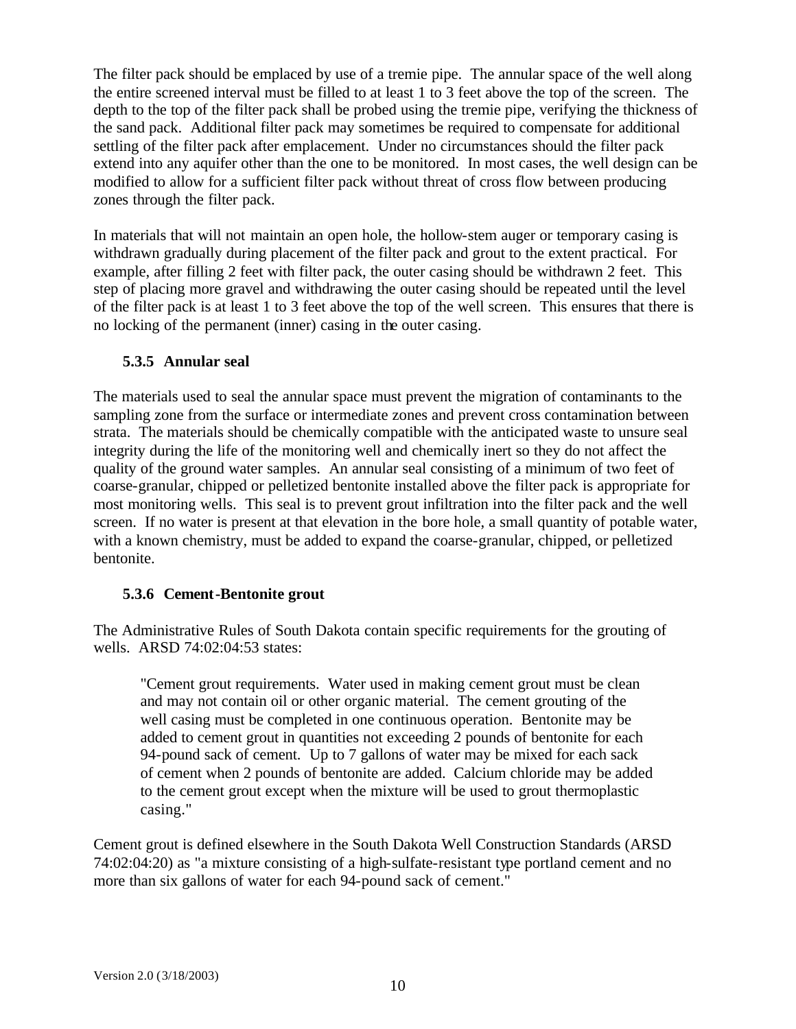The filter pack should be emplaced by use of a tremie pipe. The annular space of the well along the entire screened interval must be filled to at least 1 to 3 feet above the top of the screen. The depth to the top of the filter pack shall be probed using the tremie pipe, verifying the thickness of the sand pack. Additional filter pack may sometimes be required to compensate for additional settling of the filter pack after emplacement. Under no circumstances should the filter pack extend into any aquifer other than the one to be monitored. In most cases, the well design can be modified to allow for a sufficient filter pack without threat of cross flow between producing zones through the filter pack.

In materials that will not maintain an open hole, the hollow-stem auger or temporary casing is withdrawn gradually during placement of the filter pack and grout to the extent practical. For example, after filling 2 feet with filter pack, the outer casing should be withdrawn 2 feet. This step of placing more gravel and withdrawing the outer casing should be repeated until the level of the filter pack is at least 1 to 3 feet above the top of the well screen. This ensures that there is no locking of the permanent (inner) casing in the outer casing.

### 5.3.5 Annular seal

The materials used to seal the annular space must prevent the migration of contaminants to the sampling zone from the surface or intermediate zones and prevent cross contamination between strata. The materials should be chemically compatible with the anticipated waste to unsure seal integrity during the life of the monitoring well and chemically inert so they do not affect the quality of the ground water samples. An annular seal consisting of a minimum of two feet of coarse-granular, chipped or pelletized bentonite installed above the filter pack is appropriate for most monitoring wells. This seal is to prevent grout infiltration into the filter pack and the well screen. If no water is present at that elevation in the bore hole, a small quantity of potable water, with a known chemistry, must be added to expand the coarse-granular, chipped, or pelletized bentonite.

### 5.3.6 Cement-Bentonite grout

The Administrative Rules of South Dakota contain specific requirements for the grouting of wells. ARSD 74:02:04:53 states:

> "Cement grout requirements. Water used in making cement grout must be clean and may not contain oil or other organic material. The cement grouting of the well casing must be completed in one continuous operation. Bentonite may be added to cement grout in quantities not exceeding 2 pounds of bentonite for each 94-pound sack of cement. Up to 7 gallons of water may be mixed for each sack of cement when 2 pounds of bentonite are added. Calcium chloride may be added to the cement grout except when the mixture will be used to grout thermoplastic casing."

Cement grout is defined elsewhere in the South Dakota Well Construction Standards (ARSD 74:02:04:20) as "a mixture consisting of a high-sulfate-resistant type portland cement and no more than six gallons of water for each 94-pound sack of cement."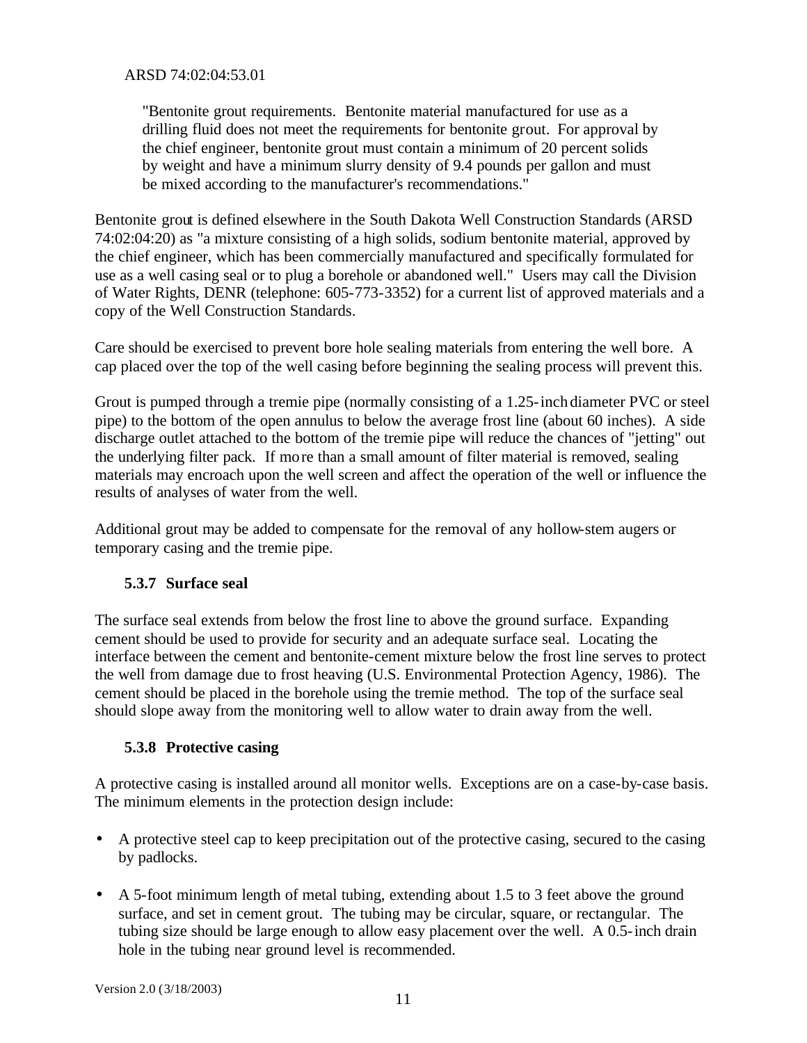ARSD 74:02:04:53.01

> "Bentonite grout requirements. Bentonite material manufactured for use as a drilling fluid does not meet the requirements for bentonite grout. For approval by the chief engineer, bentonite grout must contain a minimum of 20 percent solids by weight and have a minimum slurry density of 9.4 pounds per gallon and must be mixed according to the manufacturer's recommendations."

Bentonite grout is defined elsewhere in the South Dakota Well Construction Standards (ARSD 74:02:04:20) as "a mixture consisting of a high solids, sodium bentonite material, approved by the chief engineer, which has been commercially manufactured and specifically formulated for use as a well casing seal or to plug a borehole or abandoned well." Users may call the Division of Water Rights, DENR (telephone: 605-773-3352) for a current list of approved materials and a copy of the Well Construction Standards.

Care should be exercised to prevent bore hole sealing materials from entering the well bore. A cap placed over the top of the well casing before beginning the sealing process will prevent this.

Grout is pumped through a tremie pipe (normally consisting of a 1.25-inch diameter PVC or steel pipe) to the bottom of the open annulus to below the average frost line (about 60 inches). A side discharge outlet attached to the bottom of the tremie pipe will reduce the chances of "jetting" out the underlying filter pack. If more than a small amount of filter material is removed, sealing materials may encroach upon the well screen and affect the operation of the well or influence the results of analyses of water from the well.

Additional grout may be added to compensate for the removal of any hollow-stem augers or temporary casing and the tremie pipe.

### 5.3.7 Surface seal

The surface seal extends from below the frost line to above the ground surface. Expanding cement should be used to provide for security and an adequate surface seal. Locating the interface between the cement and bentonite-cement mixture below the frost line serves to protect the well from damage due to frost heaving (U.S. Environmental Protection Agency, 1986). The cement should be placed in the borehole using the tremie method. The top of the surface seal should slope away from the monitoring well to allow water to drain away from the well.

### 5.3.8 Protective casing

A protective casing is installed around all monitor wells. Exceptions are on a case-by-case basis. The minimum elements in the protection design include:

- A protective steel cap to keep precipitation out of the protective casing, secured to the casing by padlocks.
- A 5-foot minimum length of metal tubing, extending about 1.5 to 3 feet above the ground surface, and set in cement grout. The tubing may be circular, square, or rectangular. The tubing size should be large enough to allow easy placement over the well. A 0.5-inch drain hole in the tubing near ground level is recommended.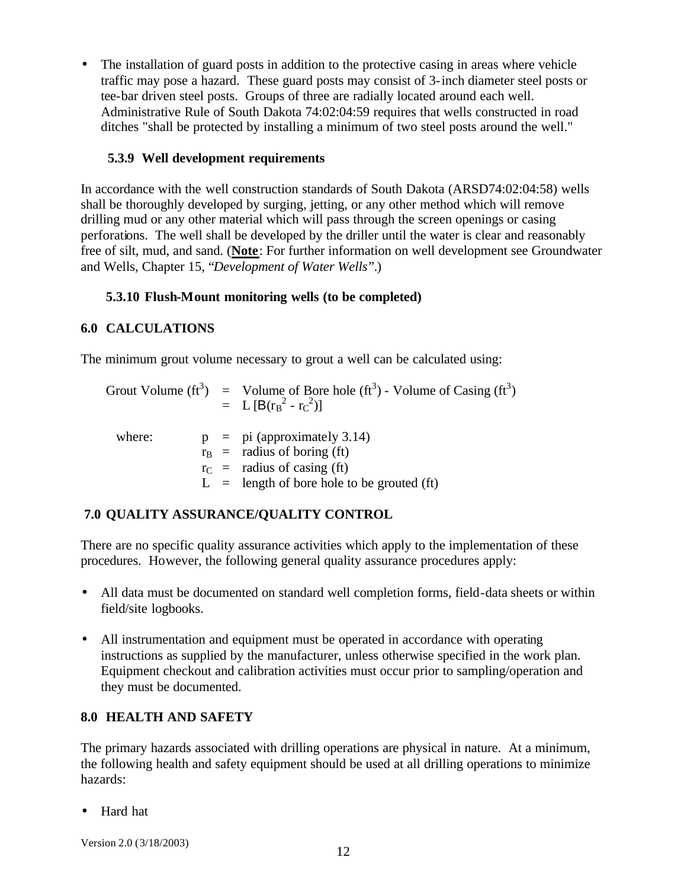- The installation of guard posts in addition to the protective casing in areas where vehicle traffic may pose a hazard. These guard posts may consist of 3-inch diameter steel posts or tee-bar driven steel posts. Groups of three are radially located around each well. Administrative Rule of South Dakota 74:02:04:59 requires that wells constructed in road ditches "shall be protected by installing a minimum of two steel posts around the well."

### 5.3.9 Well development requirements

In accordance with the well construction standards of South Dakota (ARSD74:02:04:58) wells shall be thoroughly developed by surging, jetting, or any other method which will remove drilling mud or any other material which will pass through the screen openings or casing perforations. The well shall be developed by the driller until the water is clear and reasonably free of silt, mud, and sand. (**Note**: For further information on well development see Groundwater and Wells, Chapter 15, "*Development of Water Wells*".)

### 5.3.10 Flush-Mount monitoring wells (to be completed)

## 6.0 CALCULATIONS

The minimum grout volume necessary to grout a well can be calculated using:

$$\text{Grout Volume (ft}^3\text{)} = \text{Volume of Bore hole (ft}^3\text{)} - \text{Volume of Casing (ft}^3\text{)}$$

$$= L\,[\pi(r_B^2 - r_C^2)]$$

where:

- $\pi$ = pi (approximately 3.14)
- $r_B$ = radius of boring (ft)
- $r_C$ = radius of casing (ft)
- $L$ = length of bore hole to be grouted (ft)

## 7.0 QUALITY ASSURANCE/QUALITY CONTROL

There are no specific quality assurance activities which apply to the implementation of these procedures. However, the following general quality assurance procedures apply:

- All data must be documented on standard well completion forms, field-data sheets or within field/site logbooks.
- All instrumentation and equipment must be operated in accordance with operating instructions as supplied by the manufacturer, unless otherwise specified in the work plan. Equipment checkout and calibration activities must occur prior to sampling/operation and they must be documented.

## 8.0 HEALTH AND SAFETY

The primary hazards associated with drilling operations are physical in nature. At a minimum, the following health and safety equipment should be used at all drilling operations to minimize hazards:

- Hard hat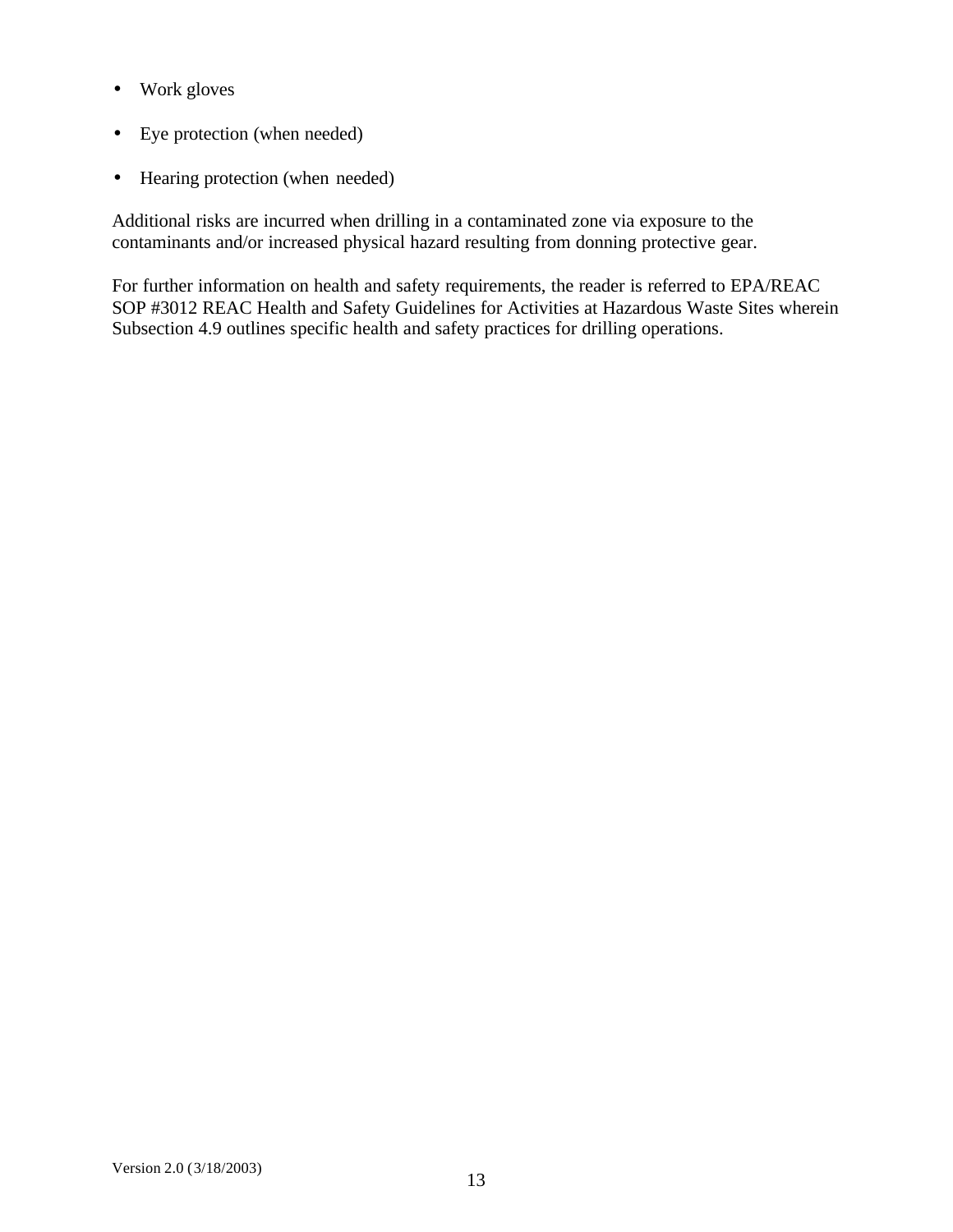- Work gloves
- Eye protection (when needed)
- Hearing protection (when needed)

Additional risks are incurred when drilling in a contaminated zone via exposure to the contaminants and/or increased physical hazard resulting from donning protective gear.

For further information on health and safety requirements, the reader is referred to EPA/REAC SOP #3012 REAC Health and Safety Guidelines for Activities at Hazardous Waste Sites wherein Subsection 4.9 outlines specific health and safety practices for drilling operations.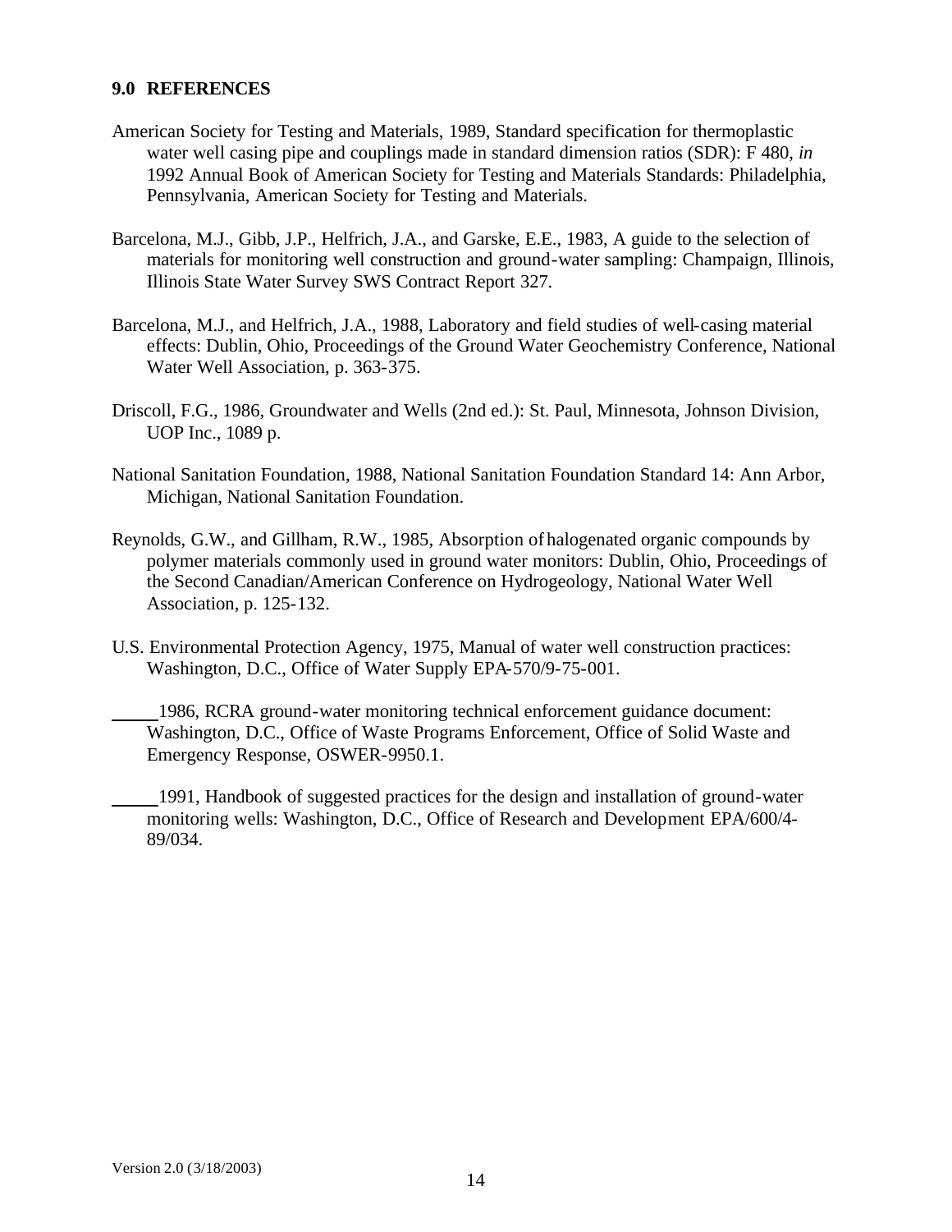## 9.0 REFERENCES

American Society for Testing and Materials, 1989, Standard specification for thermoplastic water well casing pipe and couplings made in standard dimension ratios (SDR): F 480, *in* 1992 Annual Book of American Society for Testing and Materials Standards: Philadelphia, Pennsylvania, American Society for Testing and Materials.

Barcelona, M.J., Gibb, J.P., Helfrich, J.A., and Garske, E.E., 1983, A guide to the selection of materials for monitoring well construction and ground-water sampling: Champaign, Illinois, Illinois State Water Survey SWS Contract Report 327.

Barcelona, M.J., and Helfrich, J.A., 1988, Laboratory and field studies of well-casing material effects: Dublin, Ohio, Proceedings of the Ground Water Geochemistry Conference, National Water Well Association, p. 363-375.

Driscoll, F.G., 1986, Groundwater and Wells (2nd ed.): St. Paul, Minnesota, Johnson Division, UOP Inc., 1089 p.

National Sanitation Foundation, 1988, National Sanitation Foundation Standard 14: Ann Arbor, Michigan, National Sanitation Foundation.

Reynolds, G.W., and Gillham, R.W., 1985, Absorption of halogenated organic compounds by polymer materials commonly used in ground water monitors: Dublin, Ohio, Proceedings of the Second Canadian/American Conference on Hydrogeology, National Water Well Association, p. 125-132.

U.S. Environmental Protection Agency, 1975, Manual of water well construction practices: Washington, D.C., Office of Water Supply EPA-570/9-75-001.

_____ 1986, RCRA ground-water monitoring technical enforcement guidance document: Washington, D.C., Office of Waste Programs Enforcement, Office of Solid Waste and Emergency Response, OSWER-9950.1.

_____ 1991, Handbook of suggested practices for the design and installation of ground-water monitoring wells: Washington, D.C., Office of Research and Development EPA/600/4-89/034.